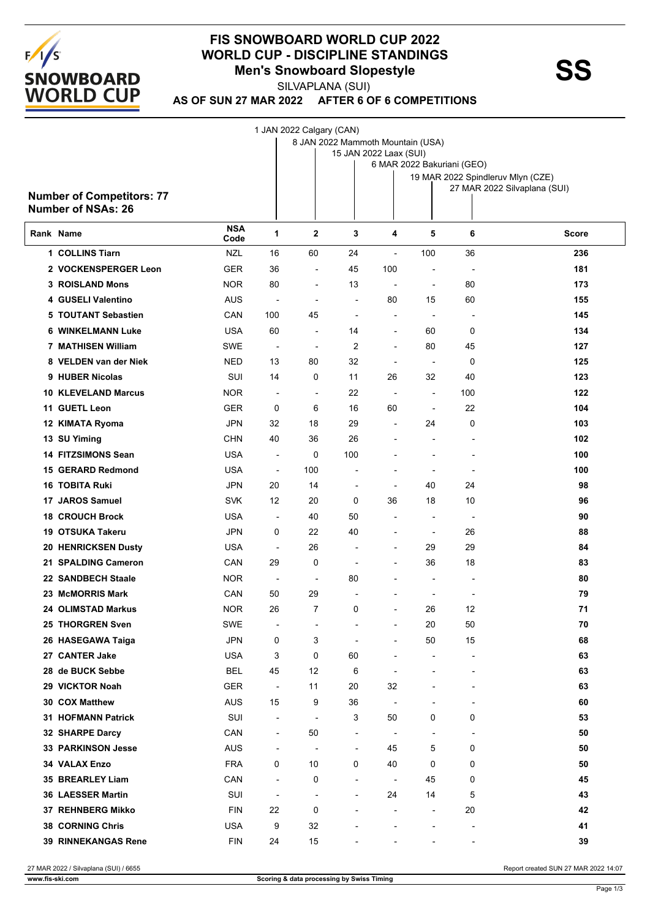# FIS SNOWBOARD WORLD CUP 2022
## WORLD CUP - DISCIPLINE STANDINGS
### Men's Snowboard Slopestyle

**SS**

SILVAPLANA (SUI)

**AS OF SUN 27 MAR 2022 AFTER 6 OF 6 COMPETITIONS**

1. 1 JAN 2022 Calgary (CAN)
2. 8 JAN 2022 Mammoth Mountain (USA)
3. 15 JAN 2022 Laax (SUI)
4. 6 MAR 2022 Bakuriani (GEO)
5. 19 MAR 2022 Spindleruv Mlyn (CZE)
6. 27 MAR 2022 Silvaplana (SUI)

**Number of Competitors: 77**
**Number of NSAs: 26**

| Rank | Name | NSA Code | 1 | 2 | 3 | 4 | 5 | 6 | Score |
|---|---|---|---|---|---|---|---|---|---|
| 1 | COLLINS Tiarn | NZL | 16 | 60 | 24 | - | 100 | 36 | 236 |
| 2 | VOCKENSPERGER Leon | GER | 36 | - | 45 | 100 | - | - | 181 |
| 3 | ROISLAND Mons | NOR | 80 | - | 13 | - | - | 80 | 173 |
| 4 | GUSELI Valentino | AUS | - | - | - | 80 | 15 | 60 | 155 |
| 5 | TOUTANT Sebastien | CAN | 100 | 45 | - | - | - | - | 145 |
| 6 | WINKELMANN Luke | USA | 60 | - | 14 | - | 60 | 0 | 134 |
| 7 | MATHISEN William | SWE | - | - | 2 | - | 80 | 45 | 127 |
| 8 | VELDEN van der Niek | NED | 13 | 80 | 32 | - | - | 0 | 125 |
| 9 | HUBER Nicolas | SUI | 14 | 0 | 11 | 26 | 32 | 40 | 123 |
| 10 | KLEVELAND Marcus | NOR | - | - | 22 | - | - | 100 | 122 |
| 11 | GUETL Leon | GER | 0 | 6 | 16 | 60 | - | 22 | 104 |
| 12 | KIMATA Ryoma | JPN | 32 | 18 | 29 | - | 24 | 0 | 103 |
| 13 | SU Yiming | CHN | 40 | 36 | 26 | - | - | - | 102 |
| 14 | FITZSIMONS Sean | USA | - | 0 | 100 | - | - | - | 100 |
| 15 | GERARD Redmond | USA | - | 100 | - | - | - | - | 100 |
| 16 | TOBITA Ruki | JPN | 20 | 14 | - | - | 40 | 24 | 98 |
| 17 | JAROS Samuel | SVK | 12 | 20 | 0 | 36 | 18 | 10 | 96 |
| 18 | CROUCH Brock | USA | - | 40 | 50 | - | - | - | 90 |
| 19 | OTSUKA Takeru | JPN | 0 | 22 | 40 | - | - | 26 | 88 |
| 20 | HENRICKSEN Dusty | USA | - | 26 | - | - | 29 | 29 | 84 |
| 21 | SPALDING Cameron | CAN | 29 | 0 | - | - | 36 | 18 | 83 |
| 22 | SANDBECH Staale | NOR | - | - | 80 | - | - | - | 80 |
| 23 | McMORRIS Mark | CAN | 50 | 29 | - | - | - | - | 79 |
| 24 | OLIMSTAD Markus | NOR | 26 | 7 | 0 | - | 26 | 12 | 71 |
| 25 | THORGREN Sven | SWE | - | - | - | - | 20 | 50 | 70 |
| 26 | HASEGAWA Taiga | JPN | 0 | 3 | - | - | 50 | 15 | 68 |
| 27 | CANTER Jake | USA | 3 | 0 | 60 | - | - | - | 63 |
| 28 | de BUCK Sebbe | BEL | 45 | 12 | 6 | - | - | - | 63 |
| 29 | VICKTOR Noah | GER | - | 11 | 20 | 32 | - | - | 63 |
| 30 | COX Matthew | AUS | 15 | 9 | 36 | - | - | - | 60 |
| 31 | HOFMANN Patrick | SUI | - | - | 3 | 50 | 0 | 0 | 53 |
| 32 | SHARPE Darcy | CAN | - | 50 | - | - | - | - | 50 |
| 33 | PARKINSON Jesse | AUS | - | - | - | 45 | 5 | 0 | 50 |
| 34 | VALAX Enzo | FRA | 0 | 10 | 0 | 40 | 0 | 0 | 50 |
| 35 | BREARLEY Liam | CAN | - | 0 | - | - | 45 | 0 | 45 |
| 36 | LAESSER Martin | SUI | - | - | - | 24 | 14 | 5 | 43 |
| 37 | REHNBERG Mikko | FIN | 22 | 0 | - | - | - | 20 | 42 |
| 38 | CORNING Chris | USA | 9 | 32 | - | - | - | - | 41 |
| 39 | RINNEKANGAS Rene | FIN | 24 | 15 | - | - | - | - | 39 |

27 MAR 2022 / Silvaplana (SUI) / 6655

Report created SUN 27 MAR 2022 14:07

www.fis-ski.com

Scoring & data processing by Swiss Timing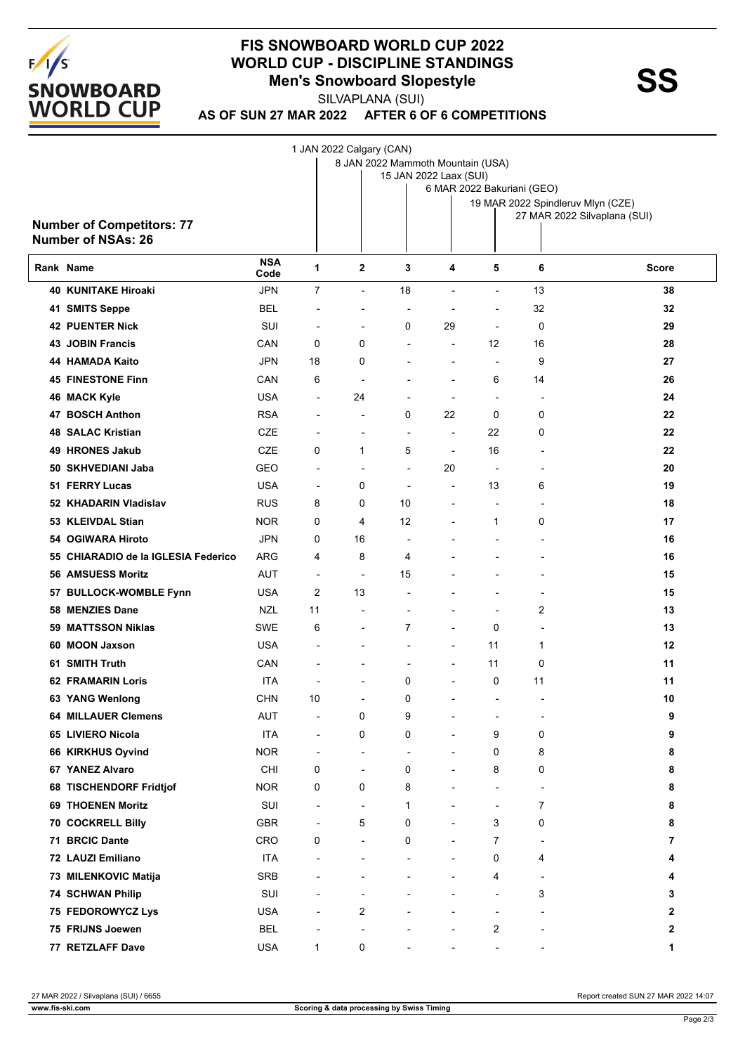# FIS SNOWBOARD WORLD CUP 2022
## WORLD CUP - DISCIPLINE STANDINGS
### Men's Snowboard Slopestyle

SS

SILVAPLANA (SUI)

**AS OF SUN 27 MAR 2022 AFTER 6 OF 6 COMPETITIONS**

1 JAN 2022 Calgary (CAN)
8 JAN 2022 Mammoth Mountain (USA)
15 JAN 2022 Laax (SUI)
6 MAR 2022 Bakuriani (GEO)
19 MAR 2022 Spindleruv Mlyn (CZE)
27 MAR 2022 Silvaplana (SUI)

**Number of Competitors: 77**
**Number of NSAs: 26**

| Rank | Name | NSA Code | 1 | 2 | 3 | 4 | 5 | 6 | Score |
|---|---|---|---|---|---|---|---|---|---|
| 40 | KUNITAKE Hiroaki | JPN | 7 | - | 18 | - | - | 13 | 38 |
| 41 | SMITS Seppe | BEL | - | - | - | - | - | 32 | 32 |
| 42 | PUENTER Nick | SUI | - | - | 0 | 29 | - | 0 | 29 |
| 43 | JOBIN Francis | CAN | 0 | 0 | - | - | 12 | 16 | 28 |
| 44 | HAMADA Kaito | JPN | 18 | 0 | - | - | - | 9 | 27 |
| 45 | FINESTONE Finn | CAN | 6 | - | - | - | 6 | 14 | 26 |
| 46 | MACK Kyle | USA | - | 24 | - | - | - | - | 24 |
| 47 | BOSCH Anthon | RSA | - | - | 0 | 22 | 0 | 0 | 22 |
| 48 | SALAC Kristian | CZE | - | - | - | - | 22 | 0 | 22 |
| 49 | HRONES Jakub | CZE | 0 | 1 | 5 | - | 16 | - | 22 |
| 50 | SKHVEDIANI Jaba | GEO | - | - | - | 20 | - | - | 20 |
| 51 | FERRY Lucas | USA | - | 0 | - | - | 13 | 6 | 19 |
| 52 | KHADARIN Vladislav | RUS | 8 | 0 | 10 | - | - | - | 18 |
| 53 | KLEIVDAL Stian | NOR | 0 | 4 | 12 | - | 1 | 0 | 17 |
| 54 | OGIWARA Hiroto | JPN | 0 | 16 | - | - | - | - | 16 |
| 55 | CHIARADIO de la IGLESIA Federico | ARG | 4 | 8 | 4 | - | - | - | 16 |
| 56 | AMSUESS Moritz | AUT | - | - | 15 | - | - | - | 15 |
| 57 | BULLOCK-WOMBLE Fynn | USA | 2 | 13 | - | - | - | - | 15 |
| 58 | MENZIES Dane | NZL | 11 | - | - | - | - | 2 | 13 |
| 59 | MATTSSON Niklas | SWE | 6 | - | 7 | - | 0 | - | 13 |
| 60 | MOON Jaxson | USA | - | - | - | - | 11 | 1 | 12 |
| 61 | SMITH Truth | CAN | - | - | - | - | 11 | 0 | 11 |
| 62 | FRAMARIN Loris | ITA | - | - | 0 | - | 0 | 11 | 11 |
| 63 | YANG Wenlong | CHN | 10 | - | 0 | - | - | - | 10 |
| 64 | MILLAUER Clemens | AUT | - | 0 | 9 | - | - | - | 9 |
| 65 | LIVIERO Nicola | ITA | - | 0 | 0 | - | 9 | 0 | 9 |
| 66 | KIRKHUS Oyvind | NOR | - | - | - | - | 0 | 8 | 8 |
| 67 | YANEZ Alvaro | CHI | 0 | - | 0 | - | 8 | 0 | 8 |
| 68 | TISCHENDORF Fridtjof | NOR | 0 | 0 | 8 | - | - | - | 8 |
| 69 | THOENEN Moritz | SUI | - | - | 1 | - | - | 7 | 8 |
| 70 | COCKRELL Billy | GBR | - | 5 | 0 | - | 3 | 0 | 8 |
| 71 | BRCIC Dante | CRO | 0 | - | 0 | - | 7 | - | 7 |
| 72 | LAUZI Emiliano | ITA | - | - | - | - | 0 | 4 | 4 |
| 73 | MILENKOVIC Matija | SRB | - | - | - | - | 4 | - | 4 |
| 74 | SCHWAN Philip | SUI | - | - | - | - | - | 3 | 3 |
| 75 | FEDOROWYCZ Lys | USA | - | 2 | - | - | - | - | 2 |
| 75 | FRIJNS Joewen | BEL | - | - | - | - | 2 | - | 2 |
| 77 | RETZLAFF Dave | USA | 1 | 0 | - | - | - | - | 1 |

27 MAR 2022 / Silvaplana (SUI) / 6655 — Report created SUN 27 MAR 2022 14:07

www.fis-ski.com — Scoring & data processing by Swiss Timing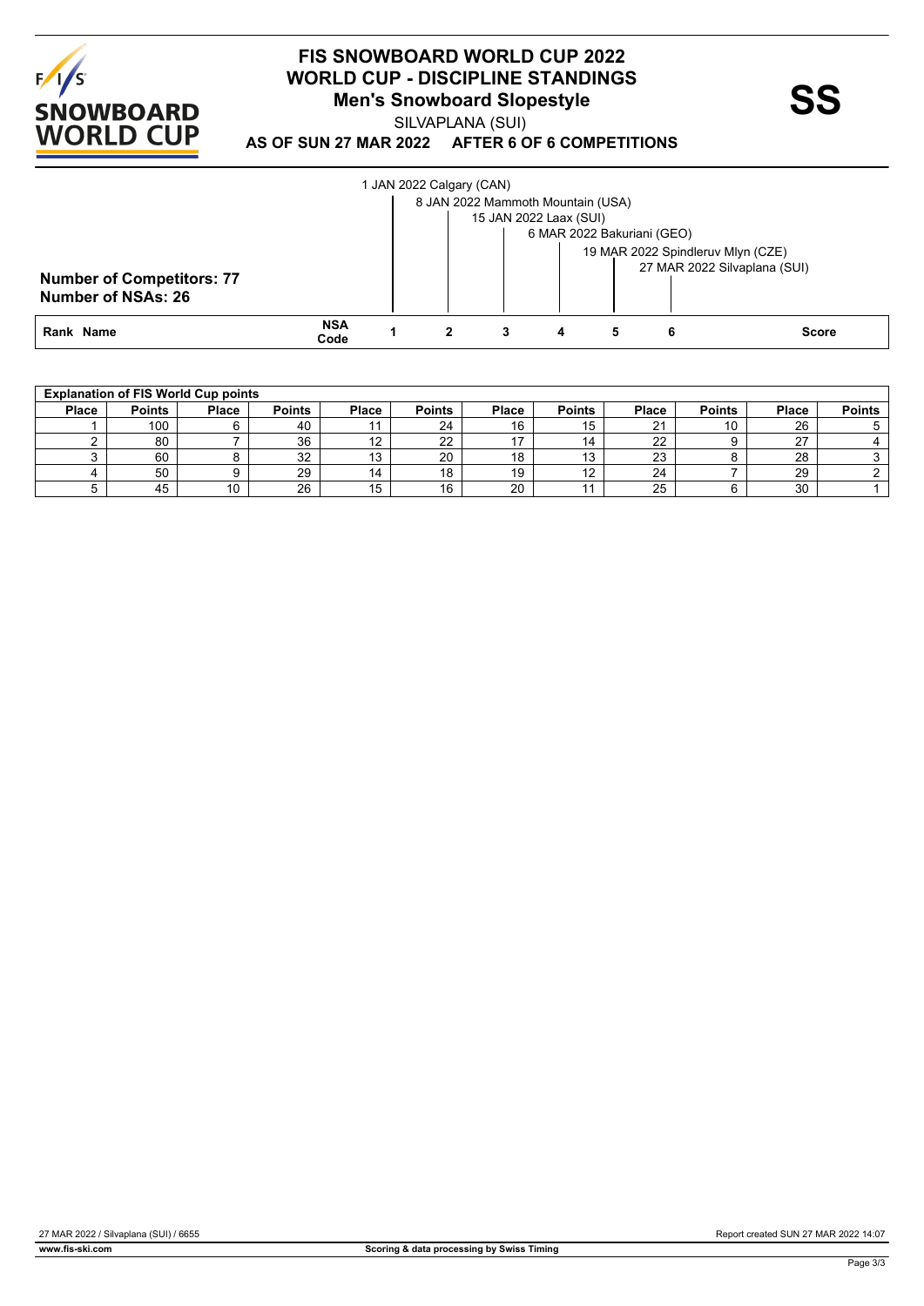# FIS SNOWBOARD WORLD CUP 2022
## WORLD CUP - DISCIPLINE STANDINGS
### Men's Snowboard Slopestyle

**SS**

SILVAPLANA (SUI)

**AS OF SUN 27 MAR 2022 AFTER 6 OF 6 COMPETITIONS**

1 JAN 2022 Calgary (CAN)
8 JAN 2022 Mammoth Mountain (USA)
15 JAN 2022 Laax (SUI)
6 MAR 2022 Bakuriani (GEO)
19 MAR 2022 Spindleruv Mlyn (CZE)
27 MAR 2022 Silvaplana (SUI)

**Number of Competitors: 77**
**Number of NSAs: 26**

| Rank | Name | NSA Code | 1 | 2 | 3 | 4 | 5 | 6 | Score |
|---|---|---|---|---|---|---|---|---|---|

**Explanation of FIS World Cup points**

| Place | Points | Place | Points | Place | Points | Place | Points | Place | Points | Place | Points |
|---|---|---|---|---|---|---|---|---|---|---|---|
| 1 | 100 | 6 | 40 | 11 | 24 | 16 | 15 | 21 | 10 | 26 | 5 |
| 2 | 80 | 7 | 36 | 12 | 22 | 17 | 14 | 22 | 9 | 27 | 4 |
| 3 | 60 | 8 | 32 | 13 | 20 | 18 | 13 | 23 | 8 | 28 | 3 |
| 4 | 50 | 9 | 29 | 14 | 18 | 19 | 12 | 24 | 7 | 29 | 2 |
| 5 | 45 | 10 | 26 | 15 | 16 | 20 | 11 | 25 | 6 | 30 | 1 |

27 MAR 2022 / Silvaplana (SUI) / 6655

Report created SUN 27 MAR 2022 14:07

www.fis-ski.com

Scoring & data processing by Swiss Timing